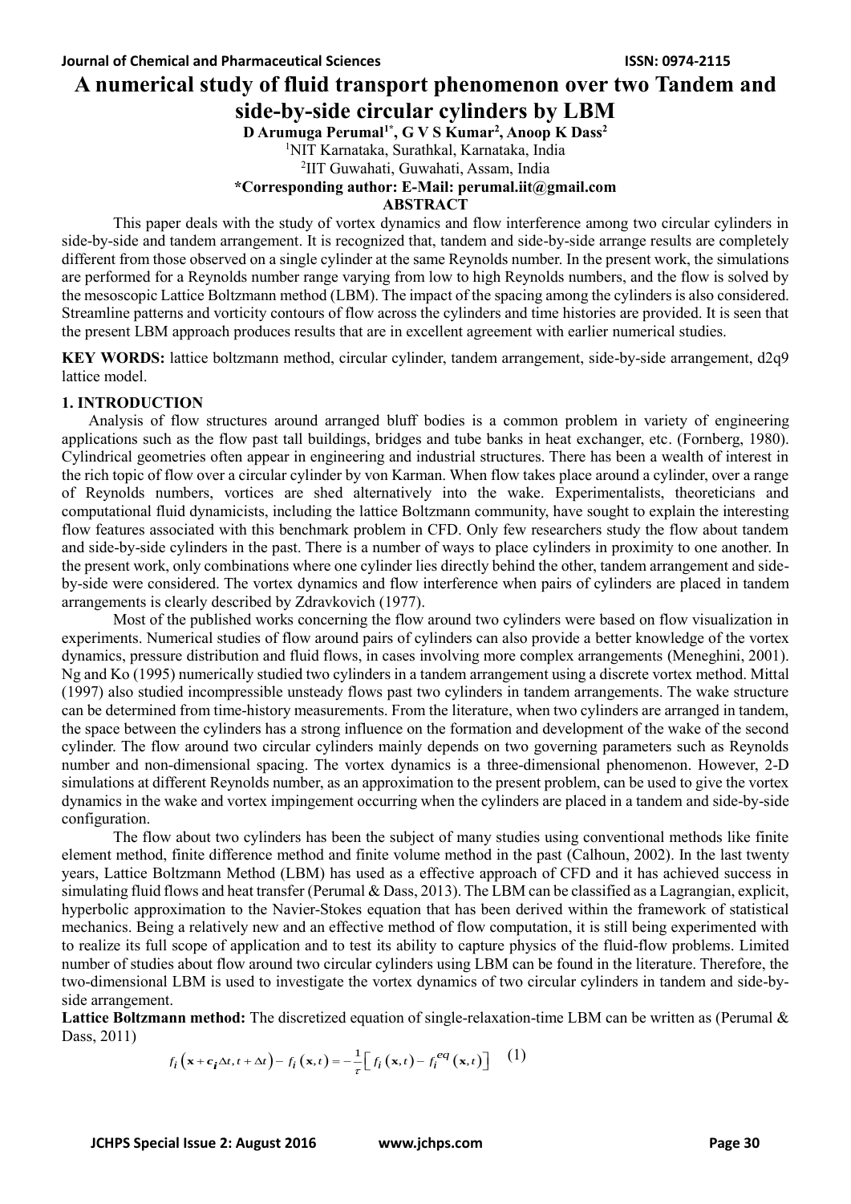# A numerical study of fluid transport phenomenon over two Tandem and side-by-side circular cylinders by LBM

**D Arumuga Perumal[1*], G V S Kumar[2], Anoop K Dass[2]**

[1]NIT Karnataka, Surathkal, Karnataka, India

[2]IIT Guwahati, Guwahati, Assam, India

**\*Corresponding author: E-Mail: perumal.iit@gmail.com**

## ABSTRACT

This paper deals with the study of vortex dynamics and flow interference among two circular cylinders in side-by-side and tandem arrangement. It is recognized that, tandem and side-by-side arrange results are completely different from those observed on a single cylinder at the same Reynolds number. In the present work, the simulations are performed for a Reynolds number range varying from low to high Reynolds numbers, and the flow is solved by the mesoscopic Lattice Boltzmann method (LBM). The impact of the spacing among the cylinders is also considered. Streamline patterns and vorticity contours of flow across the cylinders and time histories are provided. It is seen that the present LBM approach produces results that are in excellent agreement with earlier numerical studies.

**KEY WORDS:** lattice boltzmann method, circular cylinder, tandem arrangement, side-by-side arrangement, d2q9 lattice model.

## 1. INTRODUCTION

Analysis of flow structures around arranged bluff bodies is a common problem in variety of engineering applications such as the flow past tall buildings, bridges and tube banks in heat exchanger, etc. (Fornberg, 1980). Cylindrical geometries often appear in engineering and industrial structures. There has been a wealth of interest in the rich topic of flow over a circular cylinder by von Karman. When flow takes place around a cylinder, over a range of Reynolds numbers, vortices are shed alternatively into the wake. Experimentalists, theoreticians and computational fluid dynamicists, including the lattice Boltzmann community, have sought to explain the interesting flow features associated with this benchmark problem in CFD. Only few researchers study the flow about tandem and side-by-side cylinders in the past. There is a number of ways to place cylinders in proximity to one another. In the present work, only combinations where one cylinder lies directly behind the other, tandem arrangement and side-by-side were considered. The vortex dynamics and flow interference when pairs of cylinders are placed in tandem arrangements is clearly described by Zdravkovich (1977).

Most of the published works concerning the flow around two cylinders were based on flow visualization in experiments. Numerical studies of flow around pairs of cylinders can also provide a better knowledge of the vortex dynamics, pressure distribution and fluid flows, in cases involving more complex arrangements (Meneghini, 2001). Ng and Ko (1995) numerically studied two cylinders in a tandem arrangement using a discrete vortex method. Mittal (1997) also studied incompressible unsteady flows past two cylinders in tandem arrangements. The wake structure can be determined from time-history measurements. From the literature, when two cylinders are arranged in tandem, the space between the cylinders has a strong influence on the formation and development of the wake of the second cylinder. The flow around two circular cylinders mainly depends on two governing parameters such as Reynolds number and non-dimensional spacing. The vortex dynamics is a three-dimensional phenomenon. However, 2-D simulations at different Reynolds number, as an approximation to the present problem, can be used to give the vortex dynamics in the wake and vortex impingement occurring when the cylinders are placed in a tandem and side-by-side configuration.

The flow about two cylinders has been the subject of many studies using conventional methods like finite element method, finite difference method and finite volume method in the past (Calhoun, 2002). In the last twenty years, Lattice Boltzmann Method (LBM) has used as a effective approach of CFD and it has achieved success in simulating fluid flows and heat transfer (Perumal & Dass, 2013). The LBM can be classified as a Lagrangian, explicit, hyperbolic approximation to the Navier-Stokes equation that has been derived within the framework of statistical mechanics. Being a relatively new and an effective method of flow computation, it is still being experimented with to realize its full scope of application and to test its ability to capture physics of the fluid-flow problems. Limited number of studies about flow around two circular cylinders using LBM can be found in the literature. Therefore, the two-dimensional LBM is used to investigate the vortex dynamics of two circular cylinders in tandem and side-by-side arrangement.

**Lattice Boltzmann method:** The discretized equation of single-relaxation-time LBM can be written as (Perumal & Dass, 2011)

$$f_i\left(\mathbf{x}+\boldsymbol{c}_i\Delta t, t+\Delta t\right)-f_i\left(\mathbf{x},t\right)=-\frac{1}{\tau}\left[f_i\left(\mathbf{x},t\right)-f_i^{eq}\left(\mathbf{x},t\right)\right] \quad (1)$$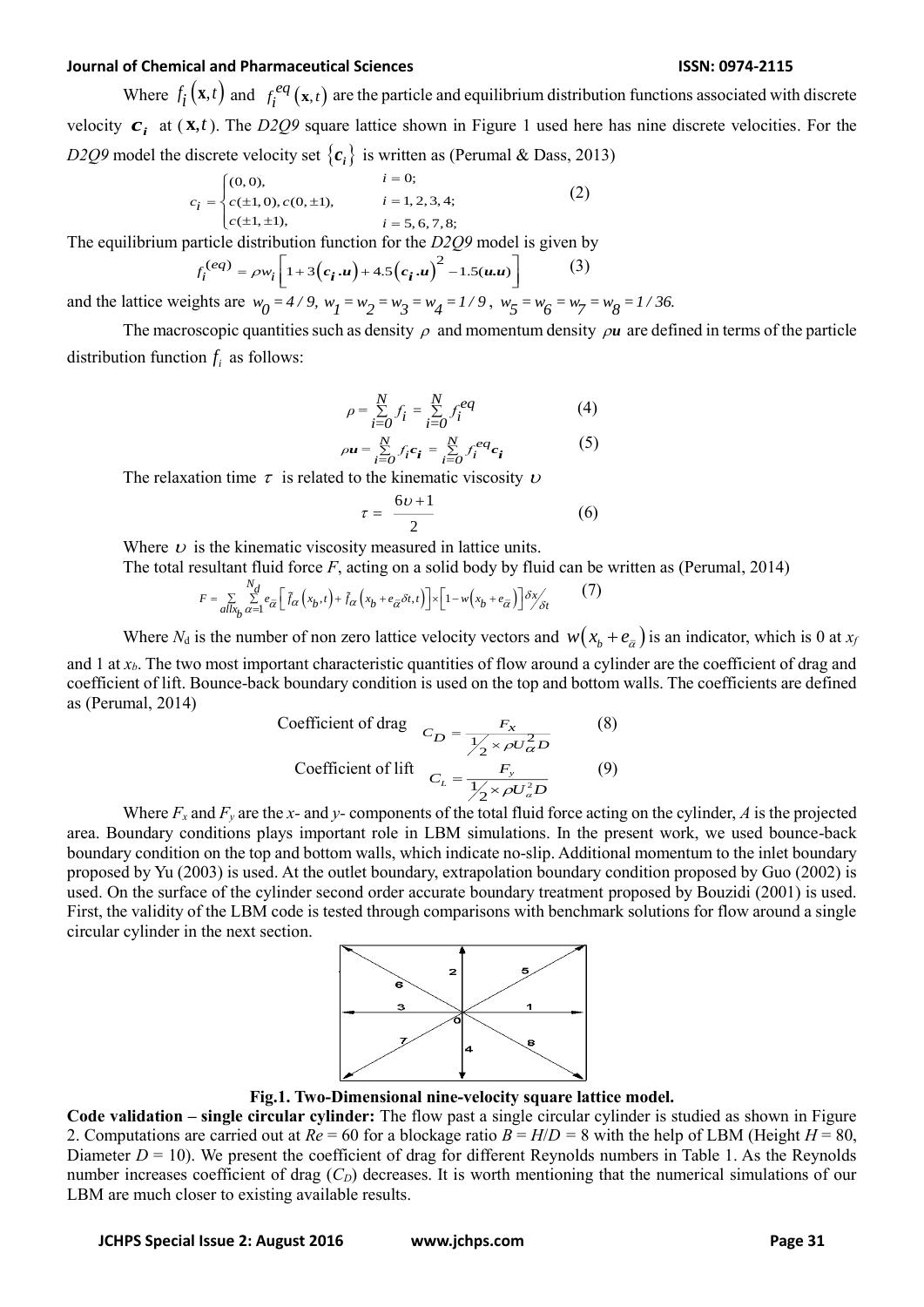Where $f_i(\mathbf{x},t)$ and $f_i^{eq}(\mathbf{x},t)$ are the particle and equilibrium distribution functions associated with discrete velocity $\boldsymbol{c_i}$ at $(\mathbf{x},t)$. The *D2Q9* square lattice shown in Figure 1 used here has nine discrete velocities. For the *D2Q9* model the discrete velocity set $\{\boldsymbol{c_i}\}$ is written as (Perumal & Dass, 2013)

$$c_i = \begin{cases} (0,0), & i=0; \\ c(\pm 1,0), c(0,\pm 1), & i=1,2,3,4; \\ c(\pm 1,\pm 1), & i=5,6,7,8; \end{cases} \tag{2}$$

The equilibrium particle distribution function for the *D2Q9* model is given by

$$f_i^{(eq)} = \rho w_i \left[ 1 + 3(\boldsymbol{c_i}.\boldsymbol{u}) + 4.5(\boldsymbol{c_i}.\boldsymbol{u})^2 - 1.5(\boldsymbol{u}.\boldsymbol{u}) \right] \tag{3}$$

and the lattice weights are $w_0 = 4/9,\ w_1 = w_2 = w_3 = w_4 = 1/9,\ w_5 = w_6 = w_7 = w_8 = 1/36.$

The macroscopic quantities such as density $\rho$ and momentum density $\rho\boldsymbol{u}$ are defined in terms of the particle distribution function $f_i$ as follows:

$$\rho = \sum_{i=0}^{N} f_i = \sum_{i=0}^{N} f_i^{eq} \tag{4}$$

$$\rho\boldsymbol{u} = \sum_{i=0}^{N} f_i \boldsymbol{c_i} = \sum_{i=0}^{N} f_i^{eq} \boldsymbol{c_i} \tag{5}$$

The relaxation time $\tau$ is related to the kinematic viscosity $\upsilon$

$$\tau = \frac{6\upsilon + 1}{2} \tag{6}$$

Where $\upsilon$ is the kinematic viscosity measured in lattice units.

The total resultant fluid force *F*, acting on a solid body by fluid can be written as (Perumal, 2014)

$$F = \sum_{all\,x_b} \sum_{\alpha=1}^{N_d} e_{\bar{\alpha}} \left[ \tilde{f}_\alpha(x_b,t) + \tilde{f}_\alpha(x_b + e_{\bar{\alpha}}\delta t, t) \right] \times \left[ 1 - w(x_b + e_{\bar{\alpha}}) \right] \delta x / \delta t \tag{7}$$

Where $N_d$ is the number of non zero lattice velocity vectors and $w(x_b + e_{\bar{\alpha}})$ is an indicator, which is 0 at $x_f$ and 1 at $x_b$. The two most important characteristic quantities of flow around a cylinder are the coefficient of drag and coefficient of lift. Bounce-back boundary condition is used on the top and bottom walls. The coefficients are defined as (Perumal, 2014)

$$\text{Coefficient of drag} \quad C_D = \frac{F_x}{\frac{1}{2} \times \rho U_\alpha^2 D} \tag{8}$$

$$\text{Coefficient of lift} \quad C_L = \frac{F_y}{\frac{1}{2} \times \rho U_\alpha^2 D} \tag{9}$$

Where $F_x$ and $F_y$ are the *x*- and *y*- components of the total fluid force acting on the cylinder, *A* is the projected area. Boundary conditions plays important role in LBM simulations. In the present work, we used bounce-back boundary condition on the top and bottom walls, which indicate no-slip. Additional momentum to the inlet boundary proposed by Yu (2003) is used. At the outlet boundary, extrapolation boundary condition proposed by Guo (2002) is used. On the surface of the cylinder second order accurate boundary treatment proposed by Bouzidi (2001) is used. First, the validity of the LBM code is tested through comparisons with benchmark solutions for flow around a single circular cylinder in the next section.

**Fig.1. Two-Dimensional nine-velocity square lattice model.**

**Code validation – single circular cylinder:** The flow past a single circular cylinder is studied as shown in Figure 2. Computations are carried out at $Re = 60$ for a blockage ratio $B = H/D = 8$ with the help of LBM (Height $H = 80$, Diameter $D = 10$). We present the coefficient of drag for different Reynolds numbers in Table 1. As the Reynolds number increases coefficient of drag ($C_D$) decreases. It is worth mentioning that the numerical simulations of our LBM are much closer to existing available results.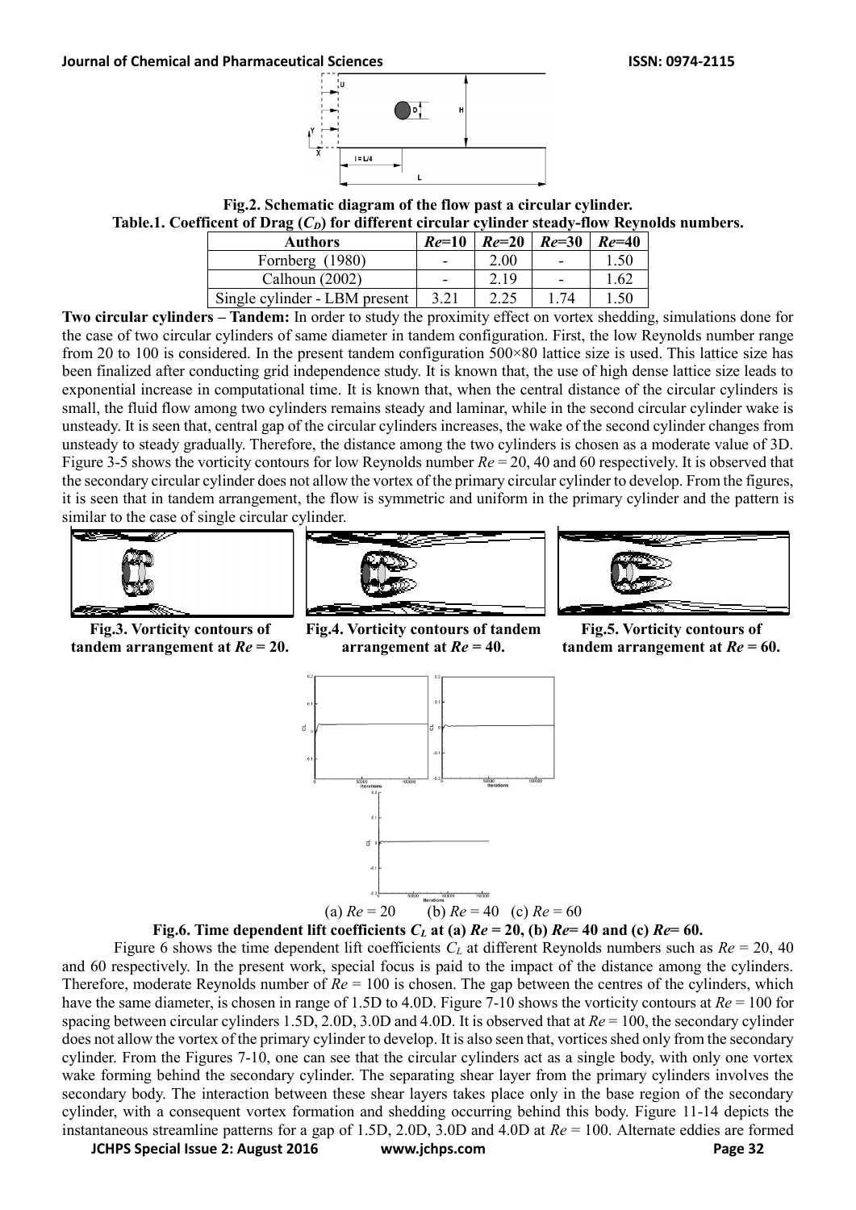Fig.2. Schematic diagram of the flow past a circular cylinder.

**Table.1. Coefficent of Drag ($C_D$) for different circular cylinder steady-flow Reynolds numbers.**

| Authors | $Re$=10 | $Re$=20 | $Re$=30 | $Re$=40 |
|---|---|---|---|---|
| Fornberg (1980) | - | 2.00 | - | 1.50 |
| Calhoun (2002) | - | 2.19 | - | 1.62 |
| Single cylinder - LBM present | 3.21 | 2.25 | 1.74 | 1.50 |

**Two circular cylinders – Tandem:** In order to study the proximity effect on vortex shedding, simulations done for the case of two circular cylinders of same diameter in tandem configuration. First, the low Reynolds number range from 20 to 100 is considered. In the present tandem configuration 500×80 lattice size is used. This lattice size has been finalized after conducting grid independence study. It is known that, the use of high dense lattice size leads to exponential increase in computational time. It is known that, when the central distance of the circular cylinders is small, the fluid flow among two cylinders remains steady and laminar, while in the second circular cylinder wake is unsteady. It is seen that, central gap of the circular cylinders increases, the wake of the second cylinder changes from unsteady to steady gradually. Therefore, the distance among the two cylinders is chosen as a moderate value of 3D. Figure 3-5 shows the vorticity contours for low Reynolds number $Re$ = 20, 40 and 60 respectively. It is observed that the secondary circular cylinder does not allow the vortex of the primary circular cylinder to develop. From the figures, it is seen that in tandem arrangement, the flow is symmetric and uniform in the primary cylinder and the pattern is similar to the case of single circular cylinder.

**Fig.3. Vorticity contours of tandem arrangement at $Re$ = 20.**

**Fig.4. Vorticity contours of tandem arrangement at $Re$ = 40.**

**Fig.5. Vorticity contours of tandem arrangement at $Re$ = 60.**

(a) $Re$ = 20 (b) $Re$ = 40 (c) $Re$ = 60

**Fig.6. Time dependent lift coefficients $C_L$ at (a) $Re$ = 20, (b) $Re$= 40 and (c) $Re$= 60.**

Figure 6 shows the time dependent lift coefficients $C_L$ at different Reynolds numbers such as $Re$ = 20, 40 and 60 respectively. In the present work, special focus is paid to the impact of the distance among the cylinders. Therefore, moderate Reynolds number of $Re$ = 100 is chosen. The gap between the centres of the cylinders, which have the same diameter, is chosen in range of 1.5D to 4.0D. Figure 7-10 shows the vorticity contours at $Re$ = 100 for spacing between circular cylinders 1.5D, 2.0D, 3.0D and 4.0D. It is observed that at $Re$ = 100, the secondary cylinder does not allow the vortex of the primary cylinder to develop. It is also seen that, vortices shed only from the secondary cylinder. From the Figures 7-10, one can see that the circular cylinders act as a single body, with only one vortex wake forming behind the secondary cylinder. The separating shear layer from the primary cylinders involves the secondary body. The interaction between these shear layers takes place only in the base region of the secondary cylinder, with a consequent vortex formation and shedding occurring behind this body. Figure 11-14 depicts the instantaneous streamline patterns for a gap of 1.5D, 2.0D, 3.0D and 4.0D at $Re$ = 100. Alternate eddies are formed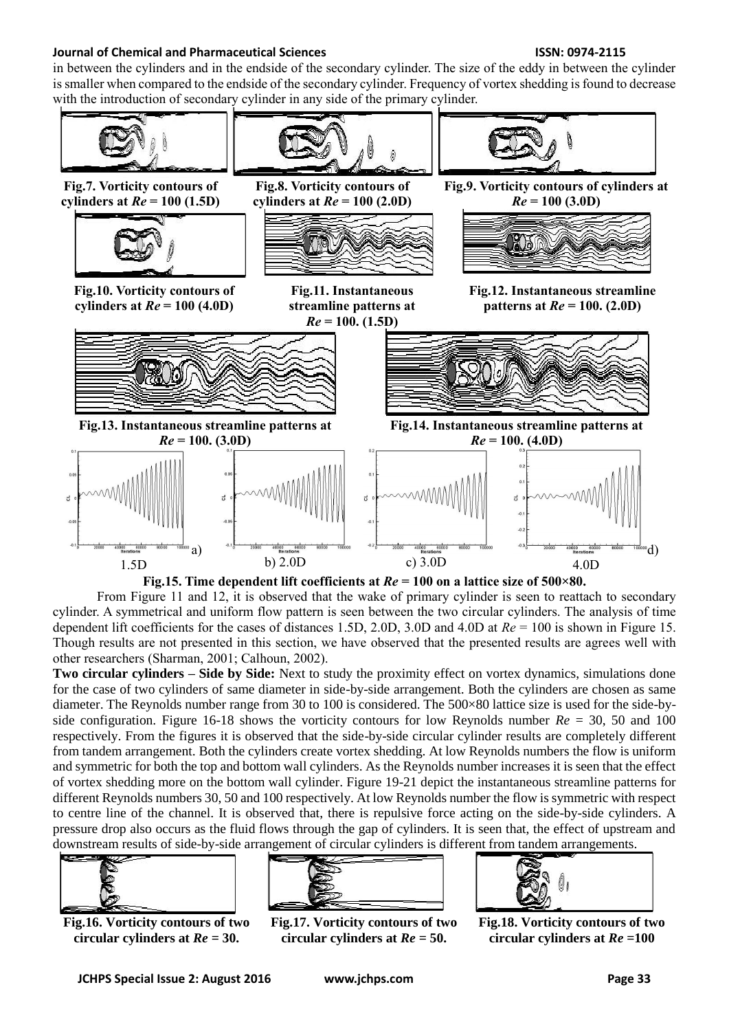in between the cylinders and in the endside of the secondary cylinder. The size of the eddy in between the cylinder is smaller when compared to the endside of the secondary cylinder. Frequency of vortex shedding is found to decrease with the introduction of secondary cylinder in any side of the primary cylinder.

**Fig.7. Vorticity contours of cylinders at *Re* = 100 (1.5D)**

**Fig.8. Vorticity contours of cylinders at *Re* = 100 (2.0D)**

**Fig.9. Vorticity contours of cylinders at *Re* = 100 (3.0D)**

**Fig.10. Vorticity contours of cylinders at *Re* = 100 (4.0D)**

**Fig.11. Instantaneous streamline patterns at *Re* = 100. (1.5D)**

**Fig.12. Instantaneous streamline patterns at *Re* = 100. (2.0D)**

**Fig.13. Instantaneous streamline patterns at *Re* = 100. (3.0D)**

**Fig.14. Instantaneous streamline patterns at *Re* = 100. (4.0D)**

a) 1.5D b) 2.0D c) 3.0D d) 4.0D

**Fig.15. Time dependent lift coefficients at *Re* = 100 on a lattice size of 500×80.**

From Figure 11 and 12, it is observed that the wake of primary cylinder is seen to reattach to secondary cylinder. A symmetrical and uniform flow pattern is seen between the two circular cylinders. The analysis of time dependent lift coefficients for the cases of distances 1.5D, 2.0D, 3.0D and 4.0D at *Re* = 100 is shown in Figure 15. Though results are not presented in this section, we have observed that the presented results are agrees well with other researchers (Sharman, 2001; Calhoun, 2002).

**Two circular cylinders – Side by Side:** Next to study the proximity effect on vortex dynamics, simulations done for the case of two cylinders of same diameter in side-by-side arrangement. Both the cylinders are chosen as same diameter. The Reynolds number range from 30 to 100 is considered. The 500×80 lattice size is used for the side-by-side configuration. Figure 16-18 shows the vorticity contours for low Reynolds number *Re* = 30, 50 and 100 respectively. From the figures it is observed that the side-by-side circular cylinder results are completely different from tandem arrangement. Both the cylinders create vortex shedding. At low Reynolds numbers the flow is uniform and symmetric for both the top and bottom wall cylinders. As the Reynolds number increases it is seen that the effect of vortex shedding more on the bottom wall cylinder. Figure 19-21 depict the instantaneous streamline patterns for different Reynolds numbers 30, 50 and 100 respectively. At low Reynolds number the flow is symmetric with respect to centre line of the channel. It is observed that, there is repulsive force acting on the side-by-side cylinders. A pressure drop also occurs as the fluid flows through the gap of cylinders. It is seen that, the effect of upstream and downstream results of side-by-side arrangement of circular cylinders is different from tandem arrangements.

**Fig.16. Vorticity contours of two circular cylinders at *Re* = 30.**

**Fig.17. Vorticity contours of two circular cylinders at *Re* = 50.**

**Fig.18. Vorticity contours of two circular cylinders at *Re* =100**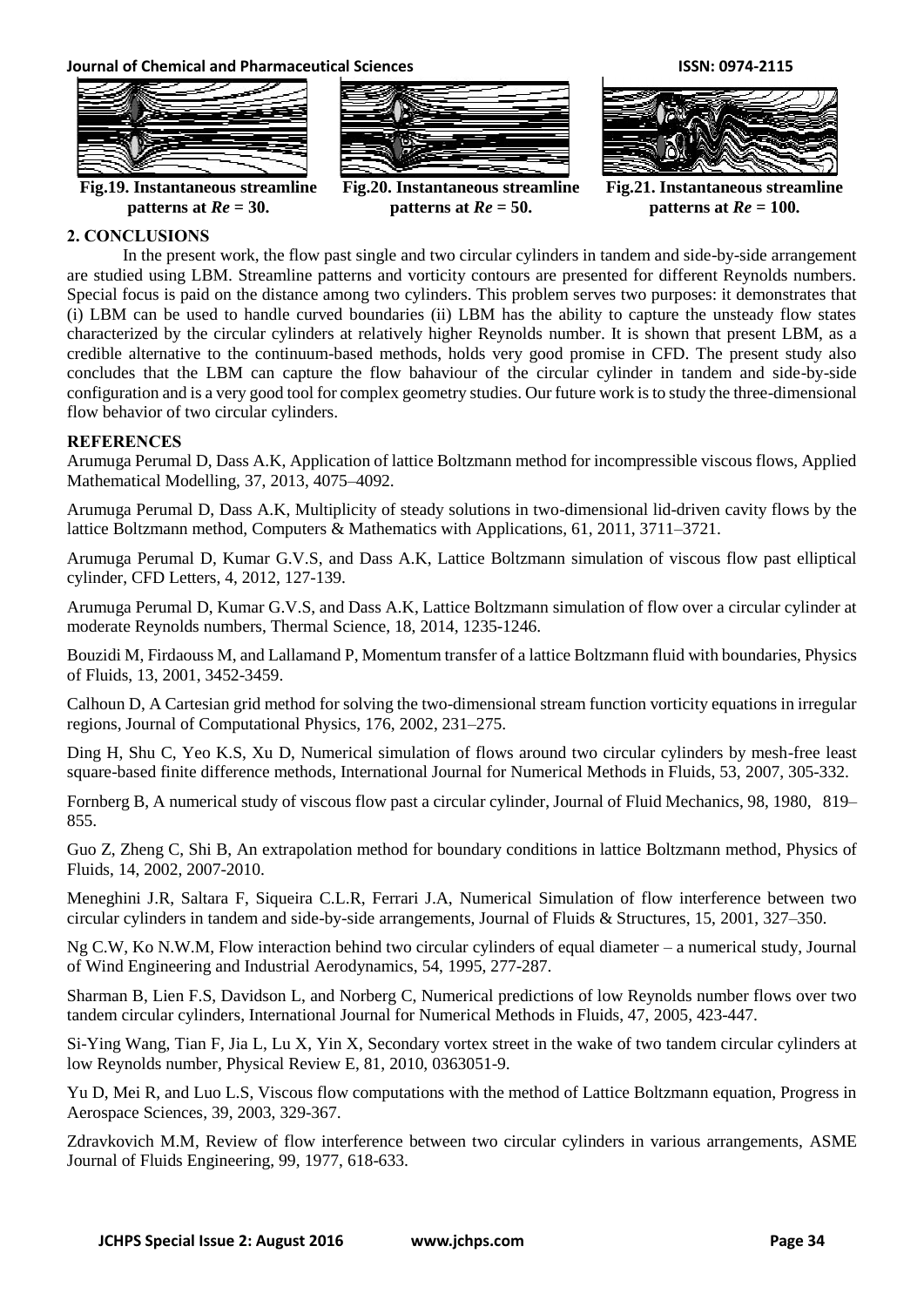Fig.19. Instantaneous streamline patterns at $Re = 30$.

Fig.20. Instantaneous streamline patterns at $Re = 50$.

Fig.21. Instantaneous streamline patterns at $Re = 100$.

## 2. CONCLUSIONS

In the present work, the flow past single and two circular cylinders in tandem and side-by-side arrangement are studied using LBM. Streamline patterns and vorticity contours are presented for different Reynolds numbers. Special focus is paid on the distance among two cylinders. This problem serves two purposes: it demonstrates that (i) LBM can be used to handle curved boundaries (ii) LBM has the ability to capture the unsteady flow states characterized by the circular cylinders at relatively higher Reynolds number. It is shown that present LBM, as a credible alternative to the continuum-based methods, holds very good promise in CFD. The present study also concludes that the LBM can capture the flow bahaviour of the circular cylinder in tandem and side-by-side configuration and is a very good tool for complex geometry studies. Our future work is to study the three-dimensional flow behavior of two circular cylinders.

## REFERENCES

Arumuga Perumal D, Dass A.K, Application of lattice Boltzmann method for incompressible viscous flows, Applied Mathematical Modelling, 37, 2013, 4075–4092.

Arumuga Perumal D, Dass A.K, Multiplicity of steady solutions in two-dimensional lid-driven cavity flows by the lattice Boltzmann method, Computers & Mathematics with Applications, 61, 2011, 3711–3721.

Arumuga Perumal D, Kumar G.V.S, and Dass A.K, Lattice Boltzmann simulation of viscous flow past elliptical cylinder, CFD Letters, 4, 2012, 127-139.

Arumuga Perumal D, Kumar G.V.S, and Dass A.K, Lattice Boltzmann simulation of flow over a circular cylinder at moderate Reynolds numbers, Thermal Science, 18, 2014, 1235-1246.

Bouzidi M, Firdaouss M, and Lallamand P, Momentum transfer of a lattice Boltzmann fluid with boundaries, Physics of Fluids, 13, 2001, 3452-3459.

Calhoun D, A Cartesian grid method for solving the two-dimensional stream function vorticity equations in irregular regions, Journal of Computational Physics, 176, 2002, 231–275.

Ding H, Shu C, Yeo K.S, Xu D, Numerical simulation of flows around two circular cylinders by mesh-free least square-based finite difference methods, International Journal for Numerical Methods in Fluids, 53, 2007, 305-332.

Fornberg B, A numerical study of viscous flow past a circular cylinder, Journal of Fluid Mechanics, 98, 1980, 819–855.

Guo Z, Zheng C, Shi B, An extrapolation method for boundary conditions in lattice Boltzmann method, Physics of Fluids, 14, 2002, 2007-2010.

Meneghini J.R, Saltara F, Siqueira C.L.R, Ferrari J.A, Numerical Simulation of flow interference between two circular cylinders in tandem and side-by-side arrangements, Journal of Fluids & Structures, 15, 2001, 327–350.

Ng C.W, Ko N.W.M, Flow interaction behind two circular cylinders of equal diameter – a numerical study, Journal of Wind Engineering and Industrial Aerodynamics, 54, 1995, 277-287.

Sharman B, Lien F.S, Davidson L, and Norberg C, Numerical predictions of low Reynolds number flows over two tandem circular cylinders, International Journal for Numerical Methods in Fluids, 47, 2005, 423-447.

Si-Ying Wang, Tian F, Jia L, Lu X, Yin X, Secondary vortex street in the wake of two tandem circular cylinders at low Reynolds number, Physical Review E, 81, 2010, 0363051-9.

Yu D, Mei R, and Luo L.S, Viscous flow computations with the method of Lattice Boltzmann equation, Progress in Aerospace Sciences, 39, 2003, 329-367.

Zdravkovich M.M, Review of flow interference between two circular cylinders in various arrangements, ASME Journal of Fluids Engineering, 99, 1977, 618-633.